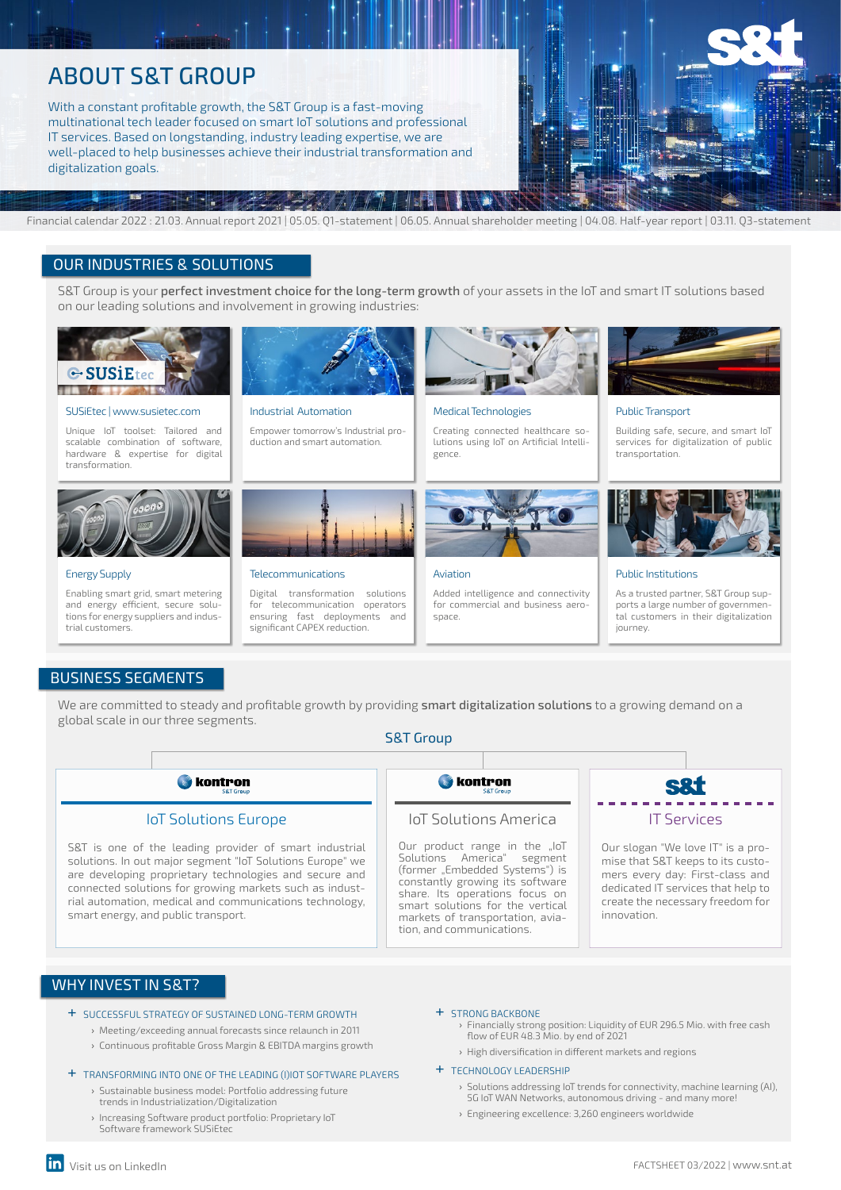# ABOUT S&T GROUP

With a constant profitable growth, the S&T Group is a fast-moving multinational tech leader focused on smart IoT solutions and professional IT services. Based on longstanding, industry leading expertise, we are well-placed to help businesses achieve their industrial transformation and digitalization goals.

Financial calendar 2022 : 21.03. Annual report 2021 | 05.05. Q1-statement | 06.05. Annual shareholder meeting | 04.08. Half-year report | 03.11. Q3-statement

## OUR INDUSTRIES & SOLUTIONS

S&T Group is your **perfect investment choice for the long-term growth** of your assets in the IoT and smart IT solutions based on our leading solutions and involvement in growing industries:

**SUSiEtec | www.susietec.com**
Unique IoT toolset: Tailored and scalable combination of software, hardware & expertise for digital transformation.

**Industrial Automation**
Empower tomorrow's Industrial production and smart automation.

**Medical Technologies**
Creating connected healthcare solutions using IoT on Artificial Intelligence.

**Public Transport**
Building safe, secure, and smart IoT services for digitalization of public transportation.

**Energy Supply**
Enabling smart grid, smart metering and energy efficient, secure solutions for energy suppliers and industrial customers.

**Telecommunications**
Digital transformation solutions for telecommunication operators ensuring fast deployments and significant CAPEX reduction.

**Aviation**
Added intelligence and connectivity for commercial and business aerospace.

**Public Institutions**
As a trusted partner, S&T Group supports a large number of governmental customers in their digitalization journey.

## BUSINESS SEGMENTS

We are committed to steady and profitable growth by providing **smart digitalization solutions** to a growing demand on a global scale in our three segments.

S&T Group

### IoT Solutions Europe

kontron S&T Group

S&T is one of the leading provider of smart industrial solutions. In out major segment "IoT Solutions Europe" we are developing proprietary technologies and secure and connected solutions for growing markets such as industrial automation, medical and communications technology, smart energy, and public transport.

### IoT Solutions America

kontron S&T Group

Our product range in the „IoT Solutions America" segment (former „Embedded Systems") is constantly growing its software share. Its operations focus on smart solutions for the vertical markets of transportation, aviation, and communications.

### IT Services

s&t

Our slogan "We love IT" is a promise that S&T keeps to its customers every day: First-class and dedicated IT services that help to create the necessary freedom for innovation.

## WHY INVEST IN S&T?

+ SUCCESSFUL STRATEGY OF SUSTAINED LONG-TERM GROWTH
  - Meeting/exceeding annual forecasts since relaunch in 2011
  - Continuous profitable Gross Margin & EBITDA margins growth

+ TRANSFORMING INTO ONE OF THE LEADING (I)IOT SOFTWARE PLAYERS
  - Sustainable business model: Portfolio addressing future trends in Industrialization/Digitalization
  - Increasing Software product portfolio: Proprietary IoT Software framework SUSiEtec

+ STRONG BACKBONE
  - Financially strong position: Liquidity of EUR 296.5 Mio. with free cash flow of EUR 48.3 Mio. by end of 2021
  - High diversification in different markets and regions

+ TECHNOLOGY LEADERSHIP
  - Solutions addressing IoT trends for connectivity, machine learning (AI), 5G IoT WAN Networks, autonomous driving - and many more!
  - Engineering excellence: 3,260 engineers worldwide

Visit us on LinkedIn

FACTSHEET 03/2022 | www.snt.at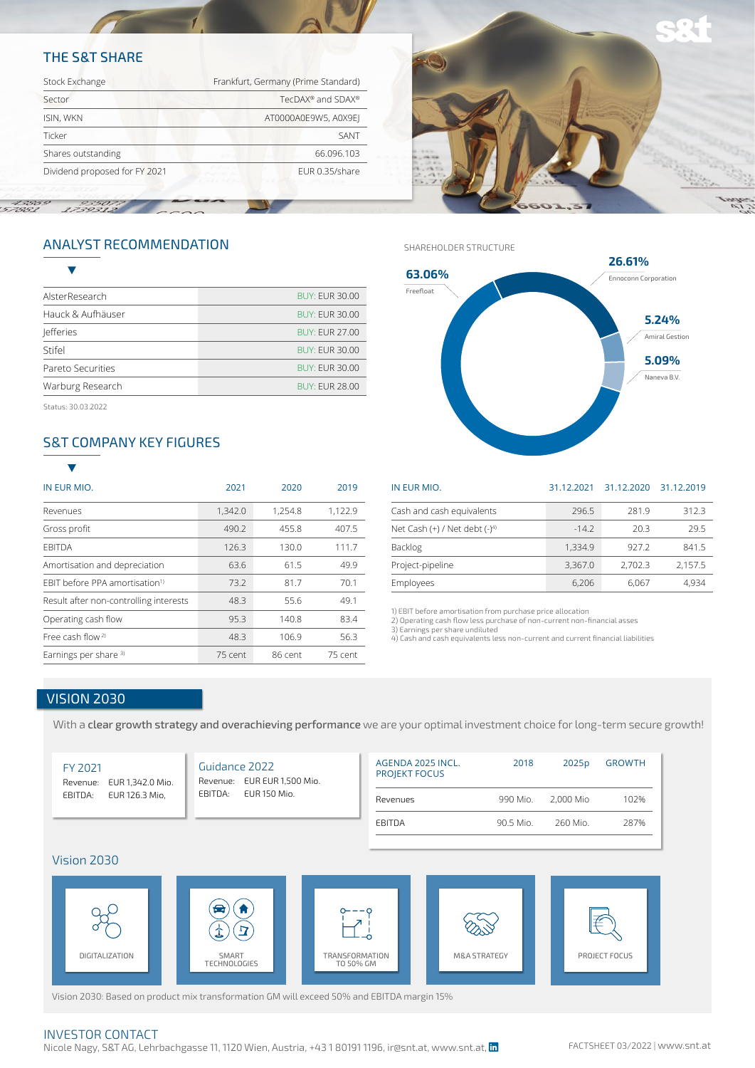## THE S&T SHARE

| | |
|---|---|
| Stock Exchange | Frankfurt, Germany (Prime Standard) |
| Sector | TecDAX® and SDAX® |
| ISIN, WKN | AT0000A0E9W5, A0X9EJ |
| Ticker | SANT |
| Shares outstanding | 66.096.103 |
| Dividend proposed for FY 2021 | EUR 0.35/share |

## ANALYST RECOMMENDATION

| | |
|---|---|
| AlsterResearch | BUY: EUR 30.00 |
| Hauck & Aufhäuser | BUY: EUR 30.00 |
| Jefferies | BUY: EUR 27.00 |
| Stifel | BUY: EUR 30.00 |
| Pareto Securities | BUY: EUR 30.00 |
| Warburg Research | BUY: EUR 28.00 |

Status: 30.03.2022

SHAREHOLDER STRUCTURE

63.06% Freefloat

26.61% Ennoconn Corporation

5.24% Amiral Gestion

5.09% Naneva B.V.

## S&T COMPANY KEY FIGURES

| IN EUR MIO. | 2021 | 2020 | 2019 |
|---|---|---|---|
| Revenues | 1,342.0 | 1,254.8 | 1,122.9 |
| Gross profit | 490.2 | 455.8 | 407.5 |
| EBITDA | 126.3 | 130.0 | 111.7 |
| Amortisation and depreciation | 63.6 | 61.5 | 49.9 |
| EBIT before PPA amortisation[1] | 73.2 | 81.7 | 70.1 |
| Result after non-controlling interests | 48.3 | 55.6 | 49.1 |
| Operating cash flow | 95.3 | 140.8 | 83.4 |
| Free cash flow[2] | 48.3 | 106.9 | 56.3 |
| Earnings per share[3] | 75 cent | 86 cent | 75 cent |

| IN EUR MIO. | 31.12.2021 | 31.12.2020 | 31.12.2019 |
|---|---|---|---|
| Cash and cash equivalents | 296.5 | 281.9 | 312.3 |
| Net Cash (+) / Net debt (-)[4] | -14.2 | 20.3 | 29.5 |
| Backlog | 1,334.9 | 927.2 | 841.5 |
| Project-pipeline | 3,367.0 | 2,702.3 | 2,157.5 |
| Employees | 6,206 | 6,067 | 4,934 |

1) EBIT before amortisation from purchase price allocation
2) Operating cash flow less purchase of non-current non-financial asses
3) Earnings per share undiluted
4) Cash and cash equivalents less non-current and current financial liabilities

## VISION 2030

With a **clear growth strategy and overachieving performance** we are your optimal investment choice for long-term secure growth!

**FY 2021**
Revenue: EUR 1,342.0 Mio.
EBITDA: EUR 126.3 Mio,

**Guidance 2022**
Revenue: EUR EUR 1,500 Mio.
EBITDA: EUR 150 Mio.

| AGENDA 2025 INCL. PROJEKT FOCUS | 2018 | 2025p | GROWTH |
|---|---|---|---|
| Revenues | 990 Mio. | 2,000 Mio | 102% |
| EBITDA | 90.5 Mio. | 260 Mio. | 287% |

### Vision 2030

- DIGITALIZATION
- SMART TECHNOLOGIES
- TRANSFORMATION TO 50% GM
- M&A STRATEGY
- PROJECT FOCUS

Vision 2030: Based on product mix transformation GM will exceed 50% and EBITDA margin 15%

## INVESTOR CONTACT

Nicole Nagy, S&T AG, Lehrbachgasse 11, 1120 Wien, Austria, +43 1 80191 1196, ir@snt.at, www.snt.at,

FACTSHEET 03/2022 | www.snt.at